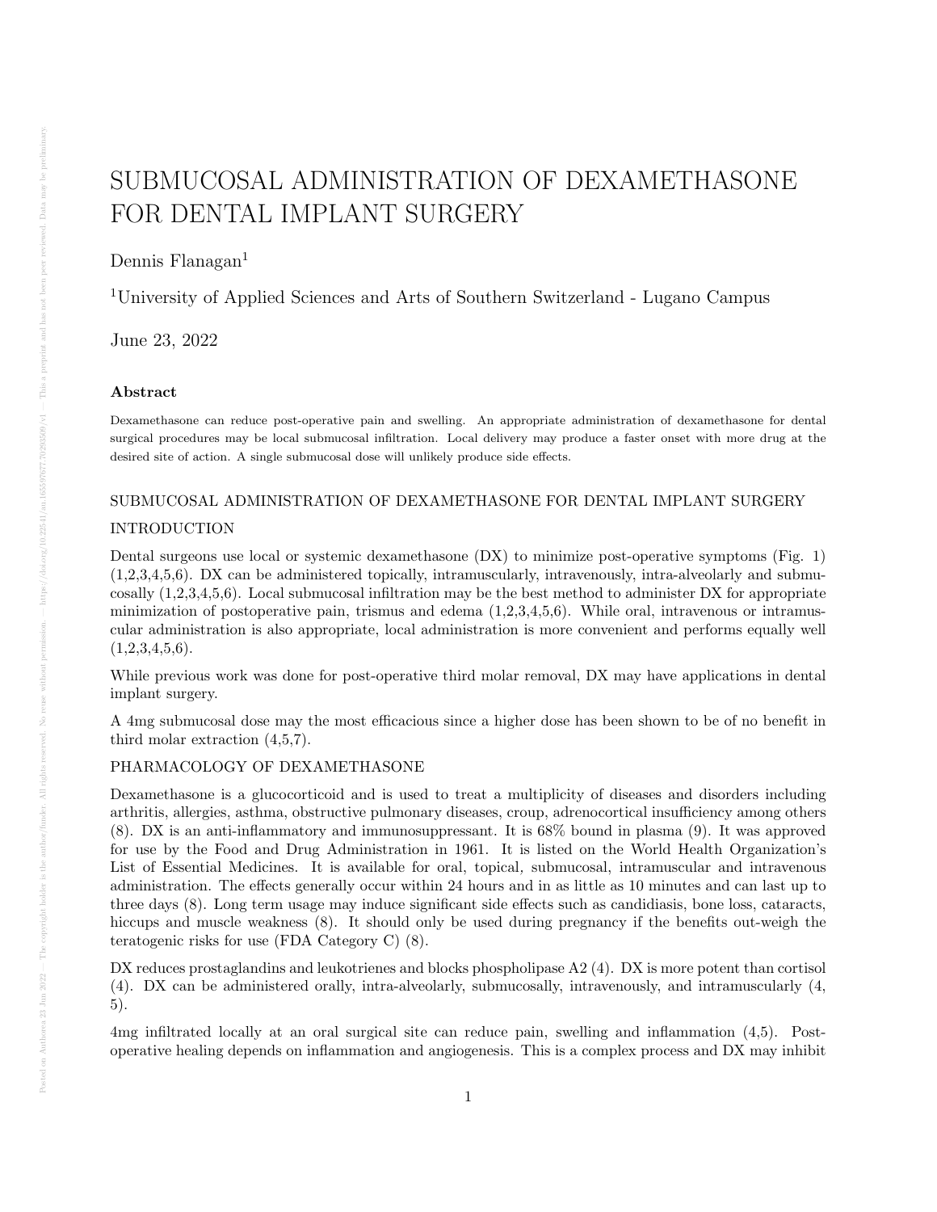# SUBMUCOSAL ADMINISTRATION OF DEXAMETHASONE FOR DENTAL IMPLANT SURGERY

Dennis Flanagan[1]

[1]University of Applied Sciences and Arts of Southern Switzerland - Lugano Campus

June 23, 2022

### Abstract

Dexamethasone can reduce post-operative pain and swelling. An appropriate administration of dexamethasone for dental surgical procedures may be local submucosal infiltration. Local delivery may produce a faster onset with more drug at the desired site of action. A single submucosal dose will unlikely produce side effects.

## SUBMUCOSAL ADMINISTRATION OF DEXAMETHASONE FOR DENTAL IMPLANT SURGERY

## INTRODUCTION

Dental surgeons use local or systemic dexamethasone (DX) to minimize post-operative symptoms (Fig. 1) (1,2,3,4,5,6). DX can be administered topically, intramuscularly, intravenously, intra-alveolarly and submucosally (1,2,3,4,5,6). Local submucosal infiltration may be the best method to administer DX for appropriate minimization of postoperative pain, trismus and edema (1,2,3,4,5,6). While oral, intravenous or intramuscular administration is also appropriate, local administration is more convenient and performs equally well (1,2,3,4,5,6).

While previous work was done for post-operative third molar removal, DX may have applications in dental implant surgery.

A 4mg submucosal dose may the most efficacious since a higher dose has been shown to be of no benefit in third molar extraction (4,5,7).

## PHARMACOLOGY OF DEXAMETHASONE

Dexamethasone is a glucocorticoid and is used to treat a multiplicity of diseases and disorders including arthritis, allergies, asthma, obstructive pulmonary diseases, croup, adrenocortical insufficiency among others (8). DX is an anti-inflammatory and immunosuppressant. It is 68% bound in plasma (9). It was approved for use by the Food and Drug Administration in 1961. It is listed on the World Health Organization's List of Essential Medicines. It is available for oral, topical, submucosal, intramuscular and intravenous administration. The effects generally occur within 24 hours and in as little as 10 minutes and can last up to three days (8). Long term usage may induce significant side effects such as candidiasis, bone loss, cataracts, hiccups and muscle weakness (8). It should only be used during pregnancy if the benefits out-weigh the teratogenic risks for use (FDA Category C) (8).

DX reduces prostaglandins and leukotrienes and blocks phospholipase A2 (4). DX is more potent than cortisol (4). DX can be administered orally, intra-alveolarly, submucosally, intravenously, and intramuscularly (4, 5).

4mg infiltrated locally at an oral surgical site can reduce pain, swelling and inflammation (4,5). Post-operative healing depends on inflammation and angiogenesis. This is a complex process and DX may inhibit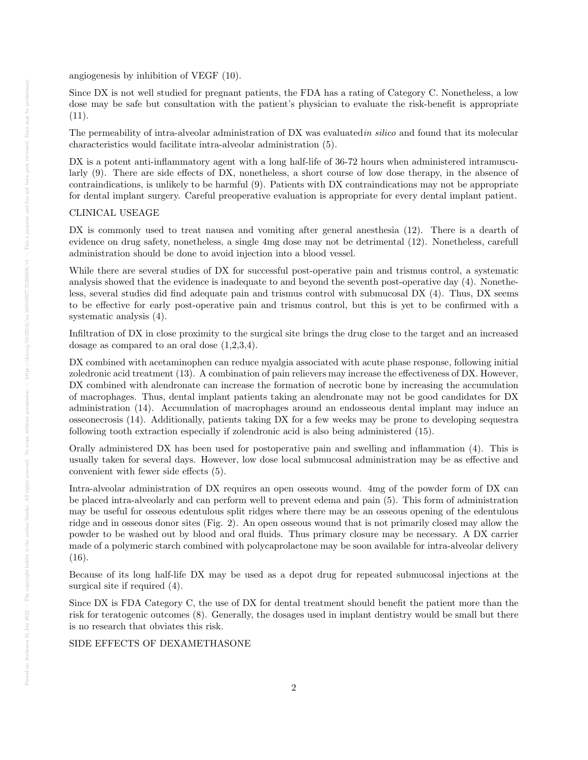angiogenesis by inhibition of VEGF (10).

Since DX is not well studied for pregnant patients, the FDA has a rating of Category C. Nonetheless, a low dose may be safe but consultation with the patient's physician to evaluate the risk-benefit is appropriate (11).

The permeability of intra-alveolar administration of DX was evaluated*in silico* and found that its molecular characteristics would facilitate intra-alveolar administration (5).

DX is a potent anti-inflammatory agent with a long half-life of 36-72 hours when administered intramuscularly (9). There are side effects of DX, nonetheless, a short course of low dose therapy, in the absence of contraindications, is unlikely to be harmful (9). Patients with DX contraindications may not be appropriate for dental implant surgery. Careful preoperative evaluation is appropriate for every dental implant patient.

## CLINICAL USEAGE

DX is commonly used to treat nausea and vomiting after general anesthesia (12). There is a dearth of evidence on drug safety, nonetheless, a single 4mg dose may not be detrimental (12). Nonetheless, carefull administration should be done to avoid injection into a blood vessel.

While there are several studies of DX for successful post-operative pain and trismus control, a systematic analysis showed that the evidence is inadequate to and beyond the seventh post-operative day (4). Nonetheless, several studies did find adequate pain and trismus control with submucosal DX (4). Thus, DX seems to be effective for early post-operative pain and trismus control, but this is yet to be confirmed with a systematic analysis (4).

Infiltration of DX in close proximity to the surgical site brings the drug close to the target and an increased dosage as compared to an oral dose (1,2,3,4).

DX combined with acetaminophen can reduce myalgia associated with acute phase response, following initial zoledronic acid treatment (13). A combination of pain relievers may increase the effectiveness of DX. However, DX combined with alendronate can increase the formation of necrotic bone by increasing the accumulation of macrophages. Thus, dental implant patients taking an alendronate may not be good candidates for DX administration (14). Accumulation of macrophages around an endosseous dental implant may induce an osseonecrosis (14). Additionally, patients taking DX for a few weeks may be prone to developing sequestra following tooth extraction especially if zolendronic acid is also being administered (15).

Orally administered DX has been used for postoperative pain and swelling and inflammation (4). This is usually taken for several days. However, low dose local submucosal administration may be as effective and convenient with fewer side effects (5).

Intra-alveolar administration of DX requires an open osseous wound. 4mg of the powder form of DX can be placed intra-alveolarly and can perform well to prevent edema and pain (5). This form of administration may be useful for osseous edentulous split ridges where there may be an osseous opening of the edentulous ridge and in osseous donor sites (Fig. 2). An open osseous wound that is not primarily closed may allow the powder to be washed out by blood and oral fluids. Thus primary closure may be necessary. A DX carrier made of a polymeric starch combined with polycaprolactone may be soon available for intra-alveolar delivery (16).

Because of its long half-life DX may be used as a depot drug for repeated submucosal injections at the surgical site if required (4).

Since DX is FDA Category C, the use of DX for dental treatment should benefit the patient more than the risk for teratogenic outcomes (8). Generally, the dosages used in implant dentistry would be small but there is no research that obviates this risk.

## SIDE EFFECTS OF DEXAMETHASONE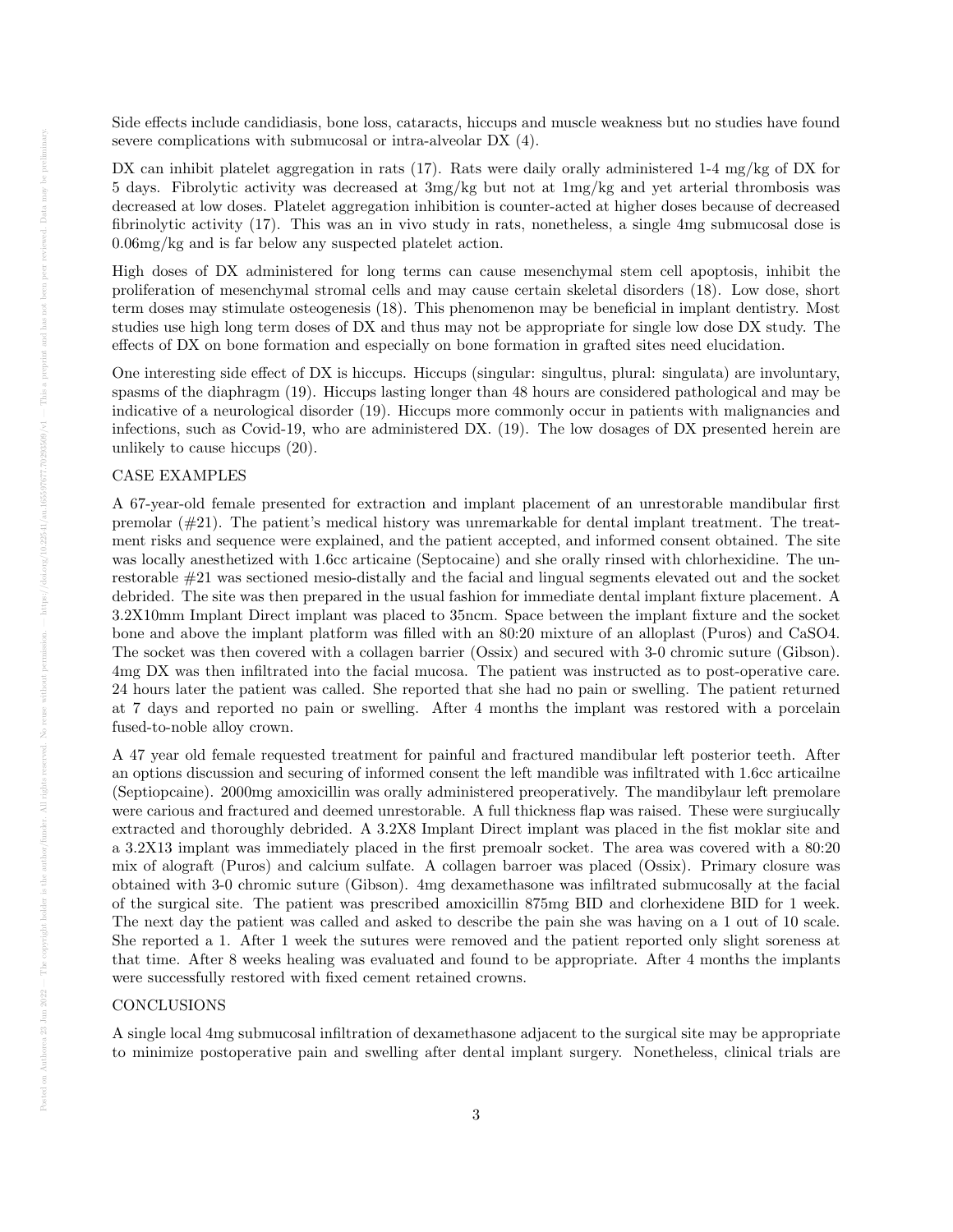Side effects include candidiasis, bone loss, cataracts, hiccups and muscle weakness but no studies have found severe complications with submucosal or intra-alveolar DX (4).

DX can inhibit platelet aggregation in rats (17). Rats were daily orally administered 1-4 mg/kg of DX for 5 days. Fibrolytic activity was decreased at 3mg/kg but not at 1mg/kg and yet arterial thrombosis was decreased at low doses. Platelet aggregation inhibition is counter-acted at higher doses because of decreased fibrinolytic activity (17). This was an in vivo study in rats, nonetheless, a single 4mg submucosal dose is 0.06mg/kg and is far below any suspected platelet action.

High doses of DX administered for long terms can cause mesenchymal stem cell apoptosis, inhibit the proliferation of mesenchymal stromal cells and may cause certain skeletal disorders (18). Low dose, short term doses may stimulate osteogenesis (18). This phenomenon may be beneficial in implant dentistry. Most studies use high long term doses of DX and thus may not be appropriate for single low dose DX study. The effects of DX on bone formation and especially on bone formation in grafted sites need elucidation.

One interesting side effect of DX is hiccups. Hiccups (singular: singultus, plural: singulata) are involuntary, spasms of the diaphragm (19). Hiccups lasting longer than 48 hours are considered pathological and may be indicative of a neurological disorder (19). Hiccups more commonly occur in patients with malignancies and infections, such as Covid-19, who are administered DX. (19). The low dosages of DX presented herein are unlikely to cause hiccups (20).

CASE EXAMPLES

A 67-year-old female presented for extraction and implant placement of an unrestorable mandibular first premolar (#21). The patient's medical history was unremarkable for dental implant treatment. The treatment risks and sequence were explained, and the patient accepted, and informed consent obtained. The site was locally anesthetized with 1.6cc articaine (Septocaine) and she orally rinsed with chlorhexidine. The unrestorable #21 was sectioned mesio-distally and the facial and lingual segments elevated out and the socket debrided. The site was then prepared in the usual fashion for immediate dental implant fixture placement. A 3.2X10mm Implant Direct implant was placed to 35ncm. Space between the implant fixture and the socket bone and above the implant platform was filled with an 80:20 mixture of an alloplast (Puros) and CaSO4. The socket was then covered with a collagen barrier (Ossix) and secured with 3-0 chromic suture (Gibson). 4mg DX was then infiltrated into the facial mucosa. The patient was instructed as to post-operative care. 24 hours later the patient was called. She reported that she had no pain or swelling. The patient returned at 7 days and reported no pain or swelling. After 4 months the implant was restored with a porcelain fused-to-noble alloy crown.

A 47 year old female requested treatment for painful and fractured mandibular left posterior teeth. After an options discussion and securing of informed consent the left mandible was infiltrated with 1.6cc articailne (Septiopcaine). 2000mg amoxicillin was orally administered preoperatively. The mandibylaur left premolare were carious and fractured and deemed unrestorable. A full thickness flap was raised. These were surgiucally extracted and thoroughly debrided. A 3.2X8 Implant Direct implant was placed in the fist moklar site and a 3.2X13 implant was immediately placed in the first premoalr socket. The area was covered with a 80:20 mix of alograft (Puros) and calcium sulfate. A collagen barroer was placed (Ossix). Primary closure was obtained with 3-0 chromic suture (Gibson). 4mg dexamethasone was infiltrated submucosally at the facial of the surgical site. The patient was prescribed amoxicillin 875mg BID and clorhexidene BID for 1 week. The next day the patient was called and asked to describe the pain she was having on a 1 out of 10 scale. She reported a 1. After 1 week the sutures were removed and the patient reported only slight soreness at that time. After 8 weeks healing was evaluated and found to be appropriate. After 4 months the implants were successfully restored with fixed cement retained crowns.

CONCLUSIONS

A single local 4mg submucosal infiltration of dexamethasone adjacent to the surgical site may be appropriate to minimize postoperative pain and swelling after dental implant surgery. Nonetheless, clinical trials are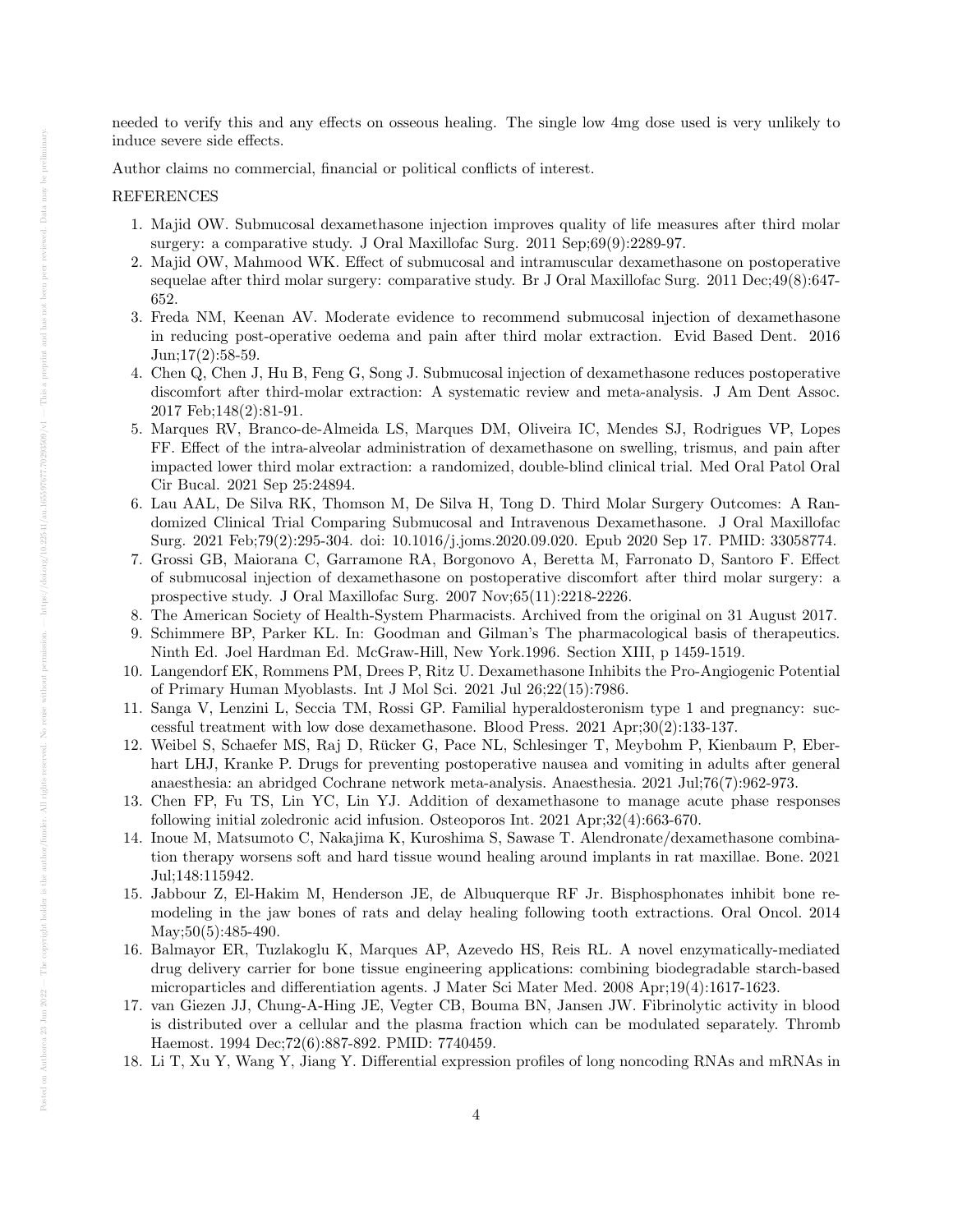needed to verify this and any effects on osseous healing. The single low 4mg dose used is very unlikely to induce severe side effects.

Author claims no commercial, financial or political conflicts of interest.

REFERENCES

1. Majid OW. Submucosal dexamethasone injection improves quality of life measures after third molar surgery: a comparative study. J Oral Maxillofac Surg. 2011 Sep;69(9):2289-97.
2. Majid OW, Mahmood WK. Effect of submucosal and intramuscular dexamethasone on postoperative sequelae after third molar surgery: comparative study. Br J Oral Maxillofac Surg. 2011 Dec;49(8):647-652.
3. Freda NM, Keenan AV. Moderate evidence to recommend submucosal injection of dexamethasone in reducing post-operative oedema and pain after third molar extraction. Evid Based Dent. 2016 Jun;17(2):58-59.
4. Chen Q, Chen J, Hu B, Feng G, Song J. Submucosal injection of dexamethasone reduces postoperative discomfort after third-molar extraction: A systematic review and meta-analysis. J Am Dent Assoc. 2017 Feb;148(2):81-91.
5. Marques RV, Branco-de-Almeida LS, Marques DM, Oliveira IC, Mendes SJ, Rodrigues VP, Lopes FF. Effect of the intra-alveolar administration of dexamethasone on swelling, trismus, and pain after impacted lower third molar extraction: a randomized, double-blind clinical trial. Med Oral Patol Oral Cir Bucal. 2021 Sep 25:24894.
6. Lau AAL, De Silva RK, Thomson M, De Silva H, Tong D. Third Molar Surgery Outcomes: A Randomized Clinical Trial Comparing Submucosal and Intravenous Dexamethasone. J Oral Maxillofac Surg. 2021 Feb;79(2):295-304. doi: 10.1016/j.joms.2020.09.020. Epub 2020 Sep 17. PMID: 33058774.
7. Grossi GB, Maiorana C, Garramone RA, Borgonovo A, Beretta M, Farronato D, Santoro F. Effect of submucosal injection of dexamethasone on postoperative discomfort after third molar surgery: a prospective study. J Oral Maxillofac Surg. 2007 Nov;65(11):2218-2226.
8. The American Society of Health-System Pharmacists. Archived from the original on 31 August 2017.
9. Schimmere BP, Parker KL. In: Goodman and Gilman's The pharmacological basis of therapeutics. Ninth Ed. Joel Hardman Ed. McGraw-Hill, New York.1996. Section XIII, p 1459-1519.
10. Langendorf EK, Rommens PM, Drees P, Ritz U. Dexamethasone Inhibits the Pro-Angiogenic Potential of Primary Human Myoblasts. Int J Mol Sci. 2021 Jul 26;22(15):7986.
11. Sanga V, Lenzini L, Seccia TM, Rossi GP. Familial hyperaldosteronism type 1 and pregnancy: successful treatment with low dose dexamethasone. Blood Press. 2021 Apr;30(2):133-137.
12. Weibel S, Schaefer MS, Raj D, Rücker G, Pace NL, Schlesinger T, Meybohm P, Kienbaum P, Eberhart LHJ, Kranke P. Drugs for preventing postoperative nausea and vomiting in adults after general anaesthesia: an abridged Cochrane network meta-analysis. Anaesthesia. 2021 Jul;76(7):962-973.
13. Chen FP, Fu TS, Lin YC, Lin YJ. Addition of dexamethasone to manage acute phase responses following initial zoledronic acid infusion. Osteoporos Int. 2021 Apr;32(4):663-670.
14. Inoue M, Matsumoto C, Nakajima K, Kuroshima S, Sawase T. Alendronate/dexamethasone combination therapy worsens soft and hard tissue wound healing around implants in rat maxillae. Bone. 2021 Jul;148:115942.
15. Jabbour Z, El-Hakim M, Henderson JE, de Albuquerque RF Jr. Bisphosphonates inhibit bone remodeling in the jaw bones of rats and delay healing following tooth extractions. Oral Oncol. 2014 May;50(5):485-490.
16. Balmayor ER, Tuzlakoglu K, Marques AP, Azevedo HS, Reis RL. A novel enzymatically-mediated drug delivery carrier for bone tissue engineering applications: combining biodegradable starch-based microparticles and differentiation agents. J Mater Sci Mater Med. 2008 Apr;19(4):1617-1623.
17. van Giezen JJ, Chung-A-Hing JE, Vegter CB, Bouma BN, Jansen JW. Fibrinolytic activity in blood is distributed over a cellular and the plasma fraction which can be modulated separately. Thromb Haemost. 1994 Dec;72(6):887-892. PMID: 7740459.
18. Li T, Xu Y, Wang Y, Jiang Y. Differential expression profiles of long noncoding RNAs and mRNAs in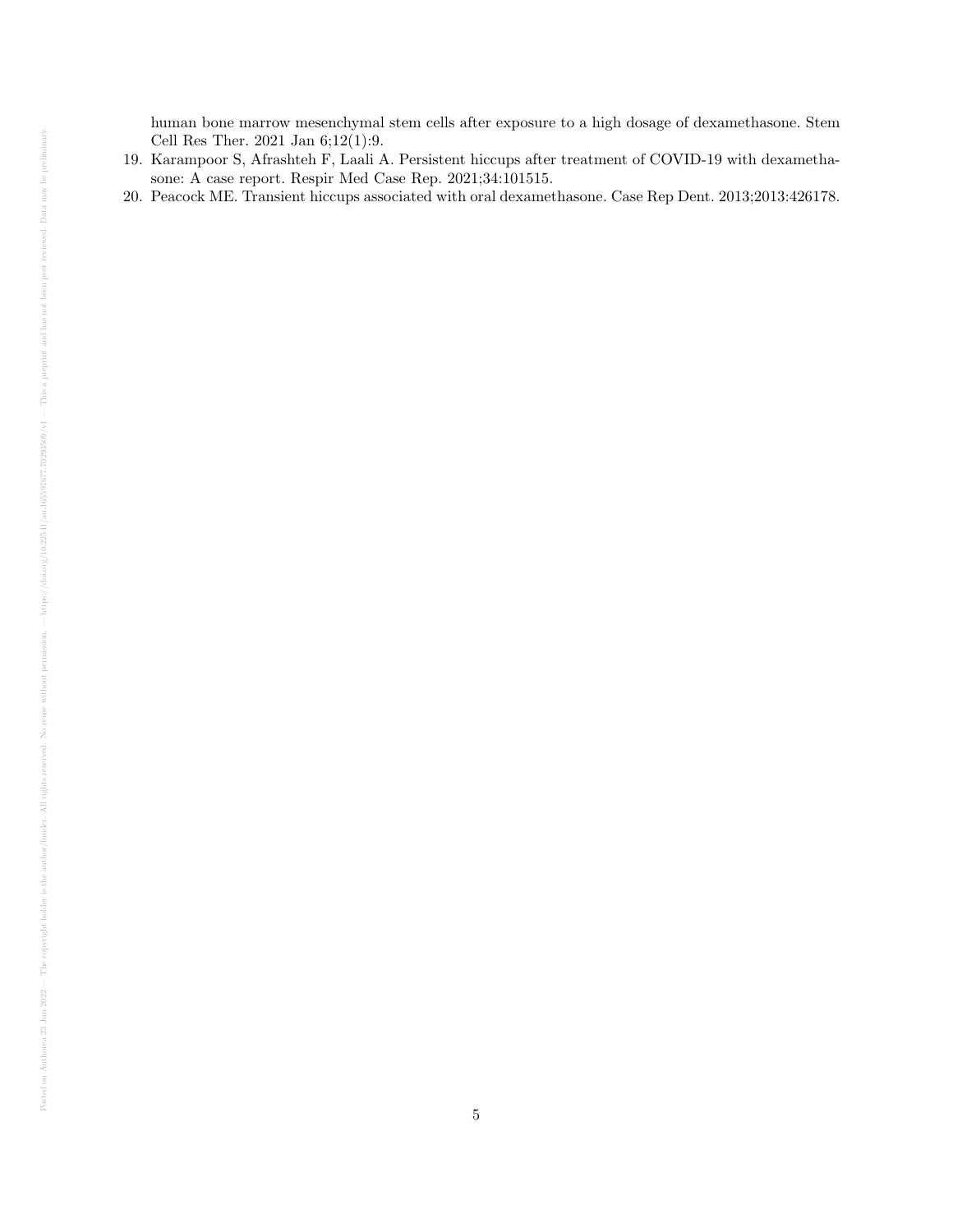human bone marrow mesenchymal stem cells after exposure to a high dosage of dexamethasone. Stem Cell Res Ther. 2021 Jan 6;12(1):9.

19. Karampoor S, Afrashteh F, Laali A. Persistent hiccups after treatment of COVID-19 with dexamethasone: A case report. Respir Med Case Rep. 2021;34:101515.
20. Peacock ME. Transient hiccups associated with oral dexamethasone. Case Rep Dent. 2013;2013:426178.